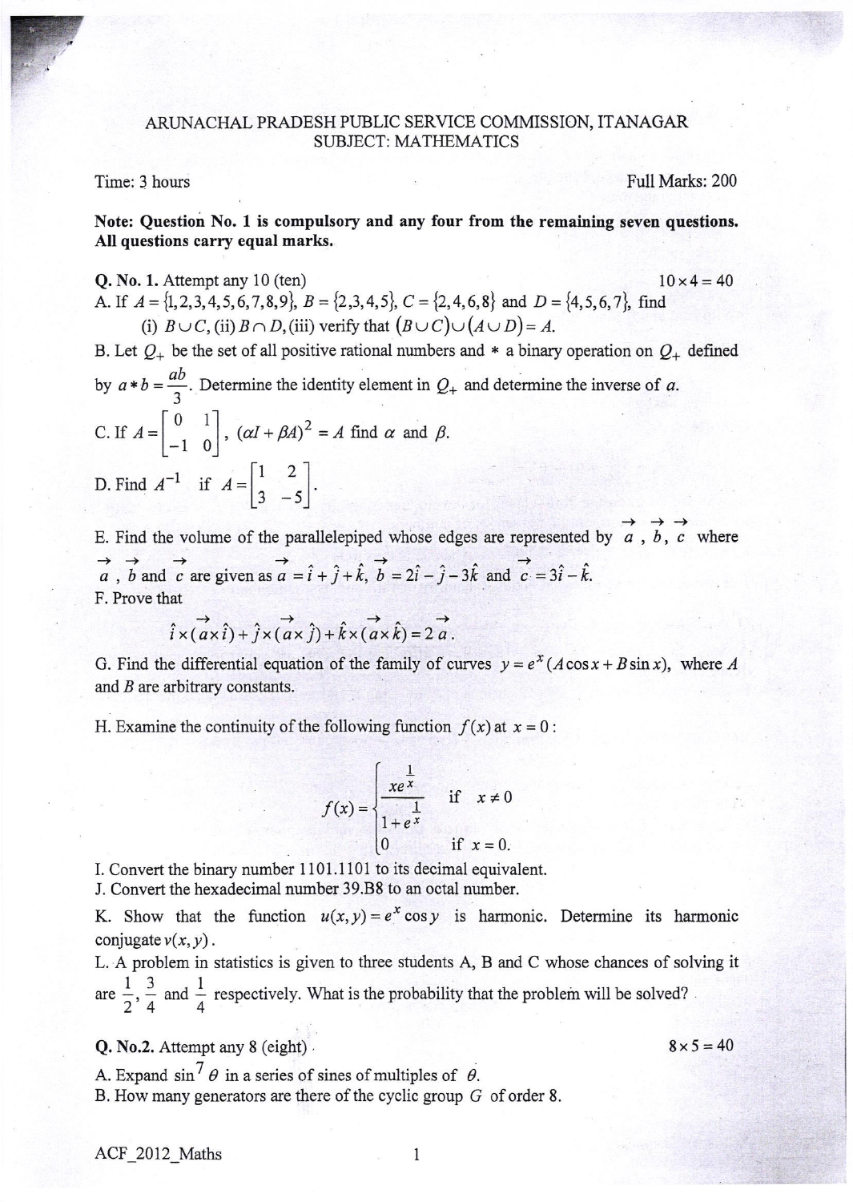# ARUNACHAL PRADESH PUBLIC SERVICE COMMISSION, ITANAGAR
## SUBJECT: MATHEMATICS

Time: 3 hours | Full Marks: 200

**Note: Question No. 1 is compulsory and any four from the remaining seven questions. All questions carry equal marks.**

**Q. No. 1.** Attempt any 10 (ten) $10 \times 4 = 40$

A. If $A = \{1,2,3,4,5,6,7,8,9\}$, $B = \{2,3,4,5\}$, $C = \{2,4,6,8\}$ and $D = \{4,5,6,7\}$, find

(i) $B \cup C$, (ii) $B \cap D$, (iii) verify that $(B \cup C) \cup (A \cup D) = A$.

B. Let $Q_+$ be the set of all positive rational numbers and $*$ a binary operation on $Q_+$ defined by $a * b = \dfrac{ab}{3}$. Determine the identity element in $Q_+$ and determine the inverse of $a$.

C. If $A = \begin{bmatrix} 0 & 1 \\ -1 & 0 \end{bmatrix}$, $(\alpha I + \beta A)^2 = A$ find $\alpha$ and $\beta$.

D. Find $A^{-1}$ if $A = \begin{bmatrix} 1 & 2 \\ 3 & -5 \end{bmatrix}$.

E. Find the volume of the parallelepiped whose edges are represented by $\vec{a}, \vec{b}, \vec{c}$ where $\vec{a}, \vec{b}$ and $\vec{c}$ are given as $\vec{a} = \hat{i} + \hat{j} + \hat{k}$, $\vec{b} = 2\hat{i} - \hat{j} - 3\hat{k}$ and $\vec{c} = 3\hat{i} - \hat{k}$.

F. Prove that

$$\hat{i} \times (\vec{a} \times \hat{i}) + \hat{j} \times (\vec{a} \times \hat{j}) + \hat{k} \times (\vec{a} \times \hat{k}) = 2\vec{a}.$$

G. Find the differential equation of the family of curves $y = e^x (A \cos x + B \sin x)$, where $A$ and $B$ are arbitrary constants.

H. Examine the continuity of the following function $f(x)$ at $x = 0$:

$$f(x) = \begin{cases} \dfrac{x e^{\frac{1}{x}}}{1 + e^{\frac{1}{x}}} & \text{if } x \neq 0 \\ 0 & \text{if } x = 0. \end{cases}$$

I. Convert the binary number 1101.1101 to its decimal equivalent.

J. Convert the hexadecimal number 39.B8 to an octal number.

K. Show that the function $u(x, y) = e^x \cos y$ is harmonic. Determine its harmonic conjugate $v(x, y)$.

L. A problem in statistics is given to three students A, B and C whose chances of solving it are $\dfrac{1}{2}, \dfrac{3}{4}$ and $\dfrac{1}{4}$ respectively. What is the probability that the problem will be solved?

**Q. No.2.** Attempt any 8 (eight) $8 \times 5 = 40$

A. Expand $\sin^7 \theta$ in a series of sines of multiples of $\theta$.

B. How many generators are there of the cyclic group $G$ of order 8.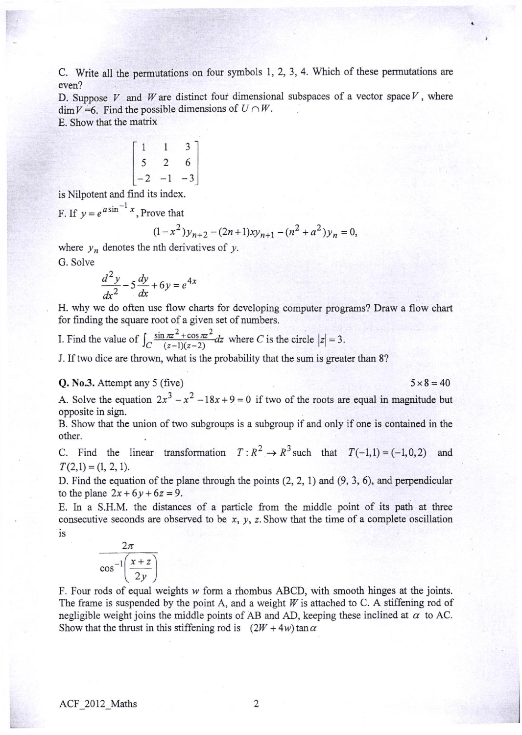C. Write all the permutations on four symbols 1, 2, 3, 4. Which of these permutations are even?

D. Suppose $V$ and $W$ are distinct four dimensional subspaces of a vector space $V$, where $\dim V = 6$. Find the possible dimensions of $U \cap W$.

E. Show that the matrix

$$\begin{bmatrix} 1 & 1 & 3 \\ 5 & 2 & 6 \\ -2 & -1 & -3 \end{bmatrix}$$

is Nilpotent and find its index.

F. If $y = e^{a \sin^{-1} x}$, Prove that

$$(1-x^2)y_{n+2} - (2n+1)xy_{n+1} - (n^2 + a^2)y_n = 0,$$

where $y_n$ denotes the nth derivatives of $y$.

G. Solve

$$\frac{d^2y}{dx^2} - 5\frac{dy}{dx} + 6y = e^{4x}$$

H. why we do often use flow charts for developing computer programs? Draw a flow chart for finding the square root of a given set of numbers.

I. Find the value of $\int_C \frac{\sin \pi z^2 + \cos \pi z^2}{(z-1)(z-2)} dz$ where $C$ is the circle $|z| = 3$.

J. If two dice are thrown, what is the probability that the sum is greater than 8?

**Q. No.3.** Attempt any 5 (five) $5 \times 8 = 40$

A. Solve the equation $2x^3 - x^2 - 18x + 9 = 0$ if two of the roots are equal in magnitude but opposite in sign.

B. Show that the union of two subgroups is a subgroup if and only if one is contained in the other.

C. Find the linear transformation $T: R^2 \to R^3$ such that $T(-1,1) = (-1,0,2)$ and $T(2,1) = (1, 2, 1)$.

D. Find the equation of the plane through the points (2, 2, 1) and (9, 3, 6), and perpendicular to the plane $2x + 6y + 6z = 9$.

E. In a S.H.M. the distances of a particle from the middle point of its path at three consecutive seconds are observed to be $x$, $y$, $z$. Show that the time of a complete oscillation is

$$\frac{2\pi}{\cos^{-1}\left(\dfrac{x+z}{2y}\right)}$$

F. Four rods of equal weights $w$ form a rhombus ABCD, with smooth hinges at the joints. The frame is suspended by the point A, and a weight $W$ is attached to C. A stiffening rod of negligible weight joins the middle points of AB and AD, keeping these inclined at $\alpha$ to AC. Show that the thrust in this stiffening rod is $(2W + 4w)\tan\alpha$